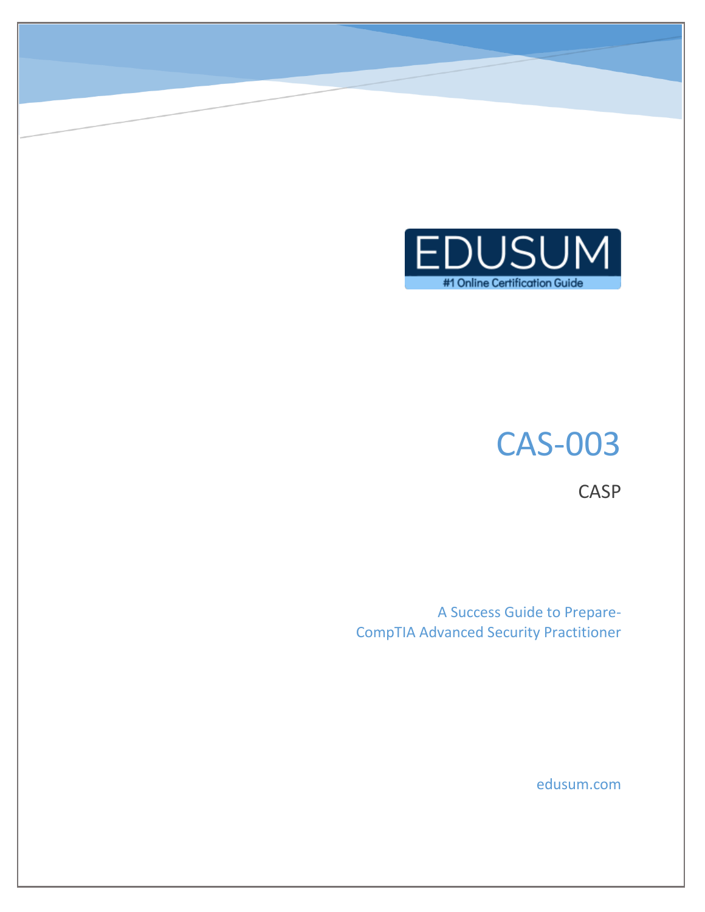EDUSUM

#1 Online Certification Guide

# CAS-003

CASP

A Success Guide to Prepare-
CompTIA Advanced Security Practitioner

edusum.com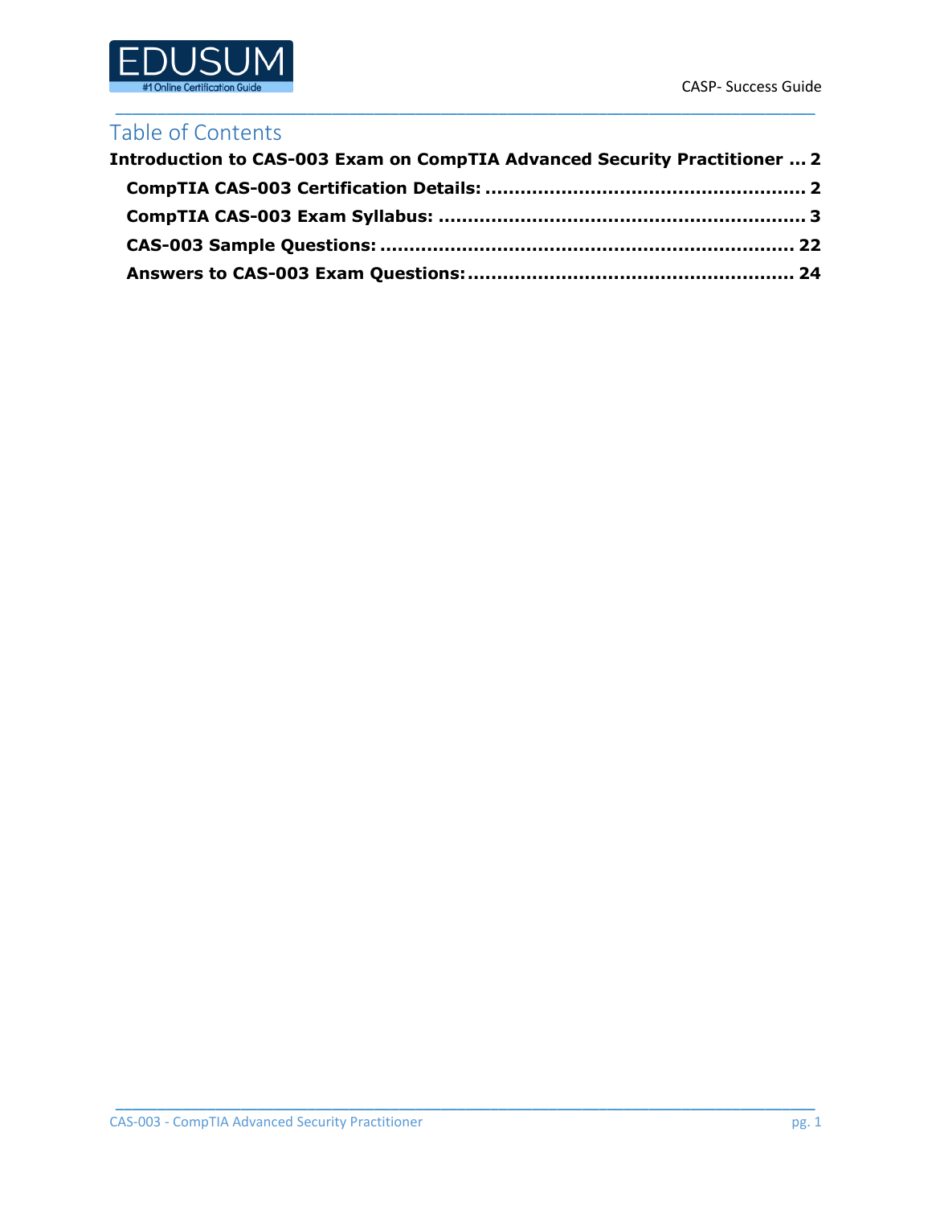## Table of Contents

**Introduction to CAS-003 Exam on CompTIA Advanced Security Practitioner ... 2**

- **CompTIA CAS-003 Certification Details: ........................................................ 2**
- **CompTIA CAS-003 Exam Syllabus: ................................................................ 3**
- **CAS-003 Sample Questions: ........................................................................ 22**
- **Answers to CAS-003 Exam Questions: ......................................................... 24**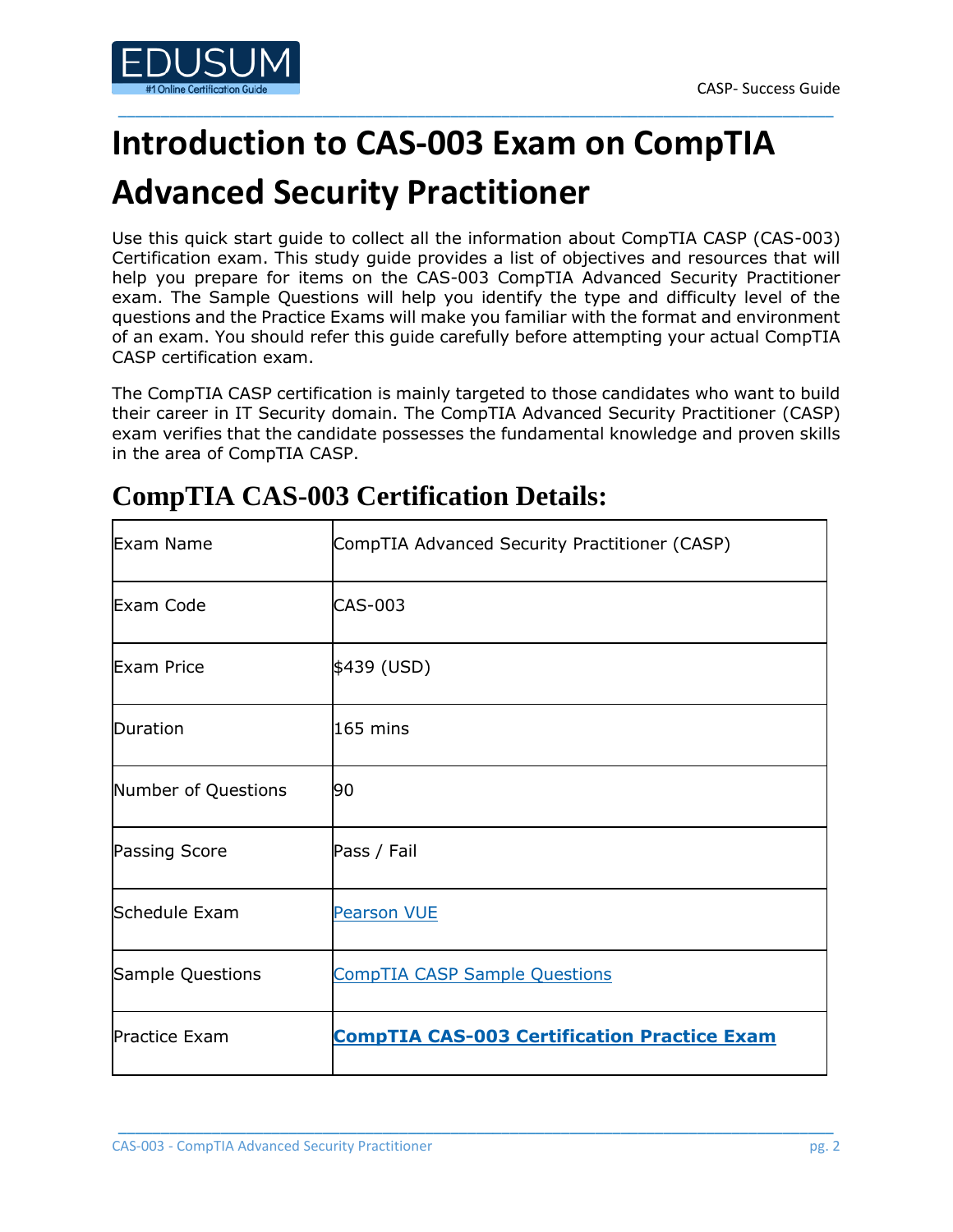# Introduction to CAS-003 Exam on CompTIA Advanced Security Practitioner

Use this quick start guide to collect all the information about CompTIA CASP (CAS-003) Certification exam. This study guide provides a list of objectives and resources that will help you prepare for items on the CAS-003 CompTIA Advanced Security Practitioner exam. The Sample Questions will help you identify the type and difficulty level of the questions and the Practice Exams will make you familiar with the format and environment of an exam. You should refer this guide carefully before attempting your actual CompTIA CASP certification exam.

The CompTIA CASP certification is mainly targeted to those candidates who want to build their career in IT Security domain. The CompTIA Advanced Security Practitioner (CASP) exam verifies that the candidate possesses the fundamental knowledge and proven skills in the area of CompTIA CASP.

## CompTIA CAS-003 Certification Details:

| | |
|---|---|
| Exam Name | CompTIA Advanced Security Practitioner (CASP) |
| Exam Code | CAS-003 |
| Exam Price | $439 (USD) |
| Duration | 165 mins |
| Number of Questions | 90 |
| Passing Score | Pass / Fail |
| Schedule Exam | Pearson VUE |
| Sample Questions | CompTIA CASP Sample Questions |
| Practice Exam | **CompTIA CAS-003 Certification Practice Exam** |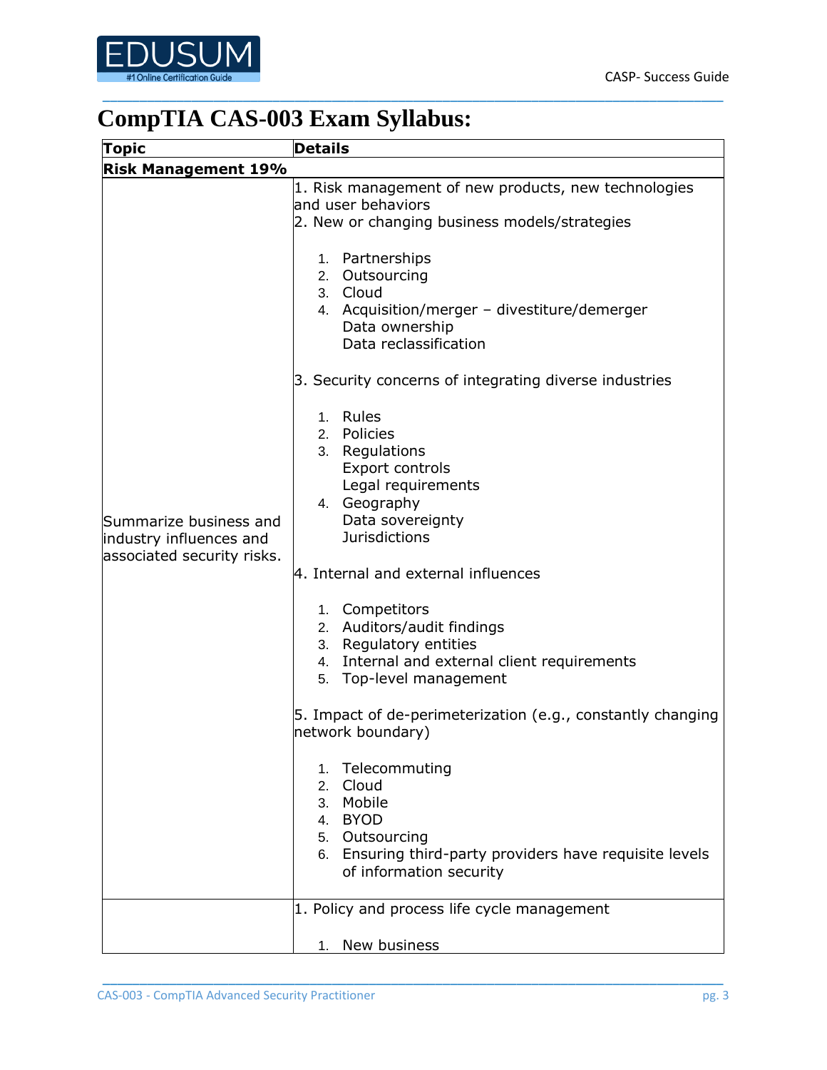# CompTIA CAS-003 Exam Syllabus:

| Topic | Details |
|---|---|
| **Risk Management 19%** | |
| Summarize business and industry influences and associated security risks. | 1. Risk management of new products, new technologies and user behaviors<br>2. New or changing business models/strategies<br><br>1. Partnerships<br>2. Outsourcing<br>3. Cloud<br>4. Acquisition/merger – divestiture/demerger<br>Data ownership<br>Data reclassification<br><br>3. Security concerns of integrating diverse industries<br><br>1. Rules<br>2. Policies<br>3. Regulations<br>Export controls<br>Legal requirements<br>4. Geography<br>Data sovereignty<br>Jurisdictions<br><br>4. Internal and external influences<br><br>1. Competitors<br>2. Auditors/audit findings<br>3. Regulatory entities<br>4. Internal and external client requirements<br>5. Top-level management<br><br>5. Impact of de-perimeterization (e.g., constantly changing network boundary)<br><br>1. Telecommuting<br>2. Cloud<br>3. Mobile<br>4. BYOD<br>5. Outsourcing<br>6. Ensuring third-party providers have requisite levels of information security |
| | 1. Policy and process life cycle management<br><br>1. New business |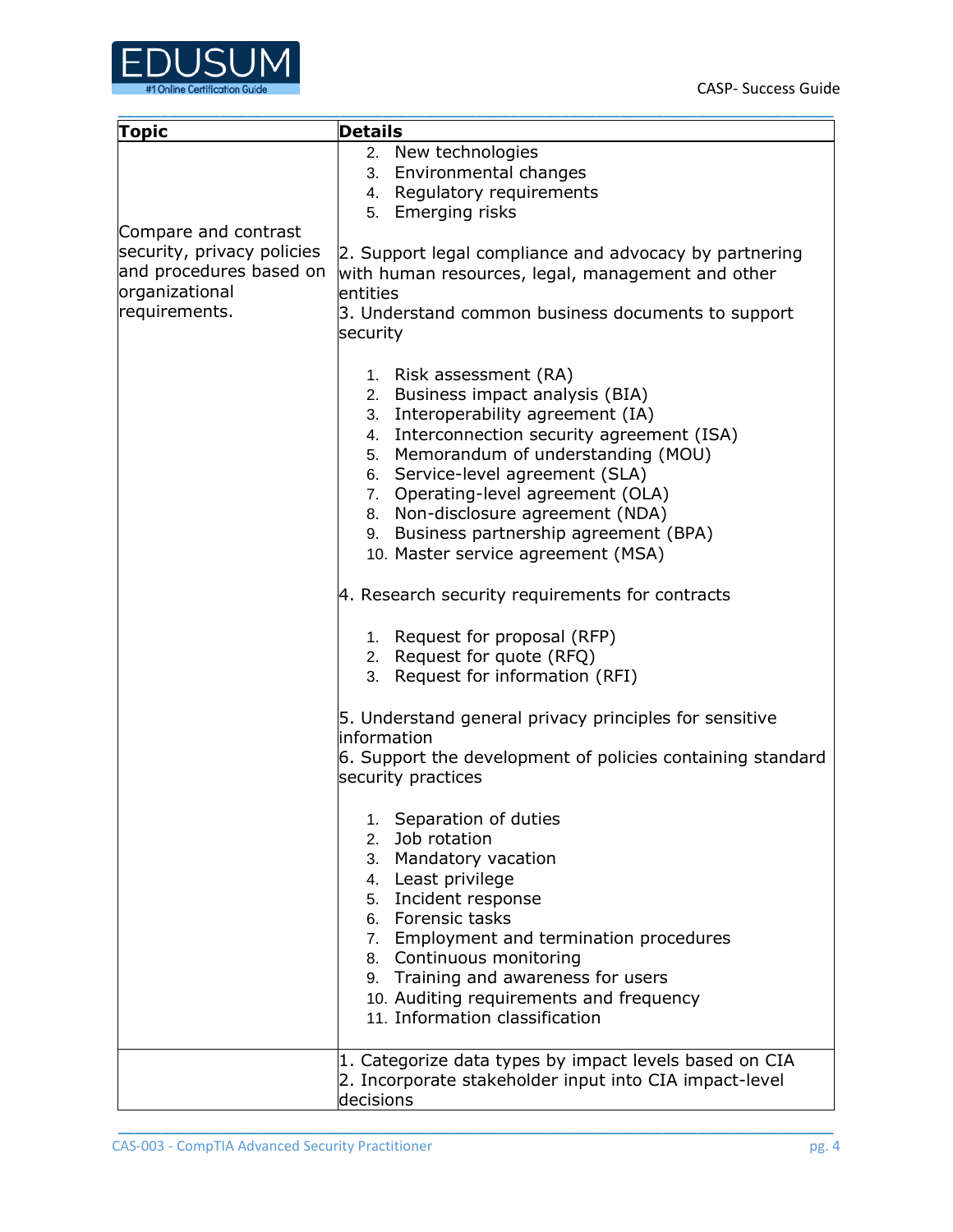| Topic | Details |
|---|---|
| Compare and contrast security, privacy policies and procedures based on organizational requirements. | 2. New technologies<br>3. Environmental changes<br>4. Regulatory requirements<br>5. Emerging risks<br><br>2. Support legal compliance and advocacy by partnering with human resources, legal, management and other entities<br>3. Understand common business documents to support security<br><br>1. Risk assessment (RA)<br>2. Business impact analysis (BIA)<br>3. Interoperability agreement (IA)<br>4. Interconnection security agreement (ISA)<br>5. Memorandum of understanding (MOU)<br>6. Service-level agreement (SLA)<br>7. Operating-level agreement (OLA)<br>8. Non-disclosure agreement (NDA)<br>9. Business partnership agreement (BPA)<br>10. Master service agreement (MSA)<br><br>4. Research security requirements for contracts<br><br>1. Request for proposal (RFP)<br>2. Request for quote (RFQ)<br>3. Request for information (RFI)<br><br>5. Understand general privacy principles for sensitive information<br>6. Support the development of policies containing standard security practices<br><br>1. Separation of duties<br>2. Job rotation<br>3. Mandatory vacation<br>4. Least privilege<br>5. Incident response<br>6. Forensic tasks<br>7. Employment and termination procedures<br>8. Continuous monitoring<br>9. Training and awareness for users<br>10. Auditing requirements and frequency<br>11. Information classification |
| | 1. Categorize data types by impact levels based on CIA<br>2. Incorporate stakeholder input into CIA impact-level decisions |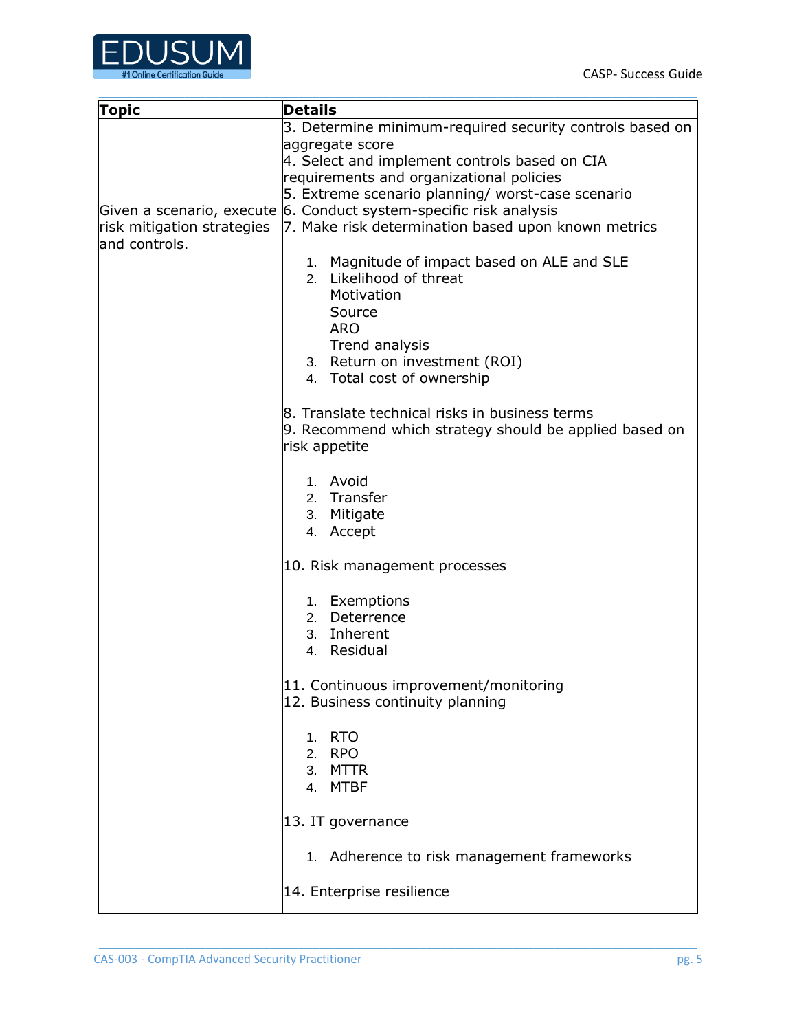| Topic | Details |
|---|---|
| Given a scenario, execute risk mitigation strategies and controls. | 3. Determine minimum-required security controls based on aggregate score<br>4. Select and implement controls based on CIA requirements and organizational policies<br>5. Extreme scenario planning/ worst-case scenario<br>6. Conduct system-specific risk analysis<br>7. Make risk determination based upon known metrics<br><br>1. Magnitude of impact based on ALE and SLE<br>2. Likelihood of threat<br>Motivation<br>Source<br>ARO<br>Trend analysis<br>3. Return on investment (ROI)<br>4. Total cost of ownership<br><br>8. Translate technical risks in business terms<br>9. Recommend which strategy should be applied based on risk appetite<br><br>1. Avoid<br>2. Transfer<br>3. Mitigate<br>4. Accept<br><br>10. Risk management processes<br><br>1. Exemptions<br>2. Deterrence<br>3. Inherent<br>4. Residual<br><br>11. Continuous improvement/monitoring<br>12. Business continuity planning<br><br>1. RTO<br>2. RPO<br>3. MTTR<br>4. MTBF<br><br>13. IT governance<br><br>1. Adherence to risk management frameworks<br><br>14. Enterprise resilience |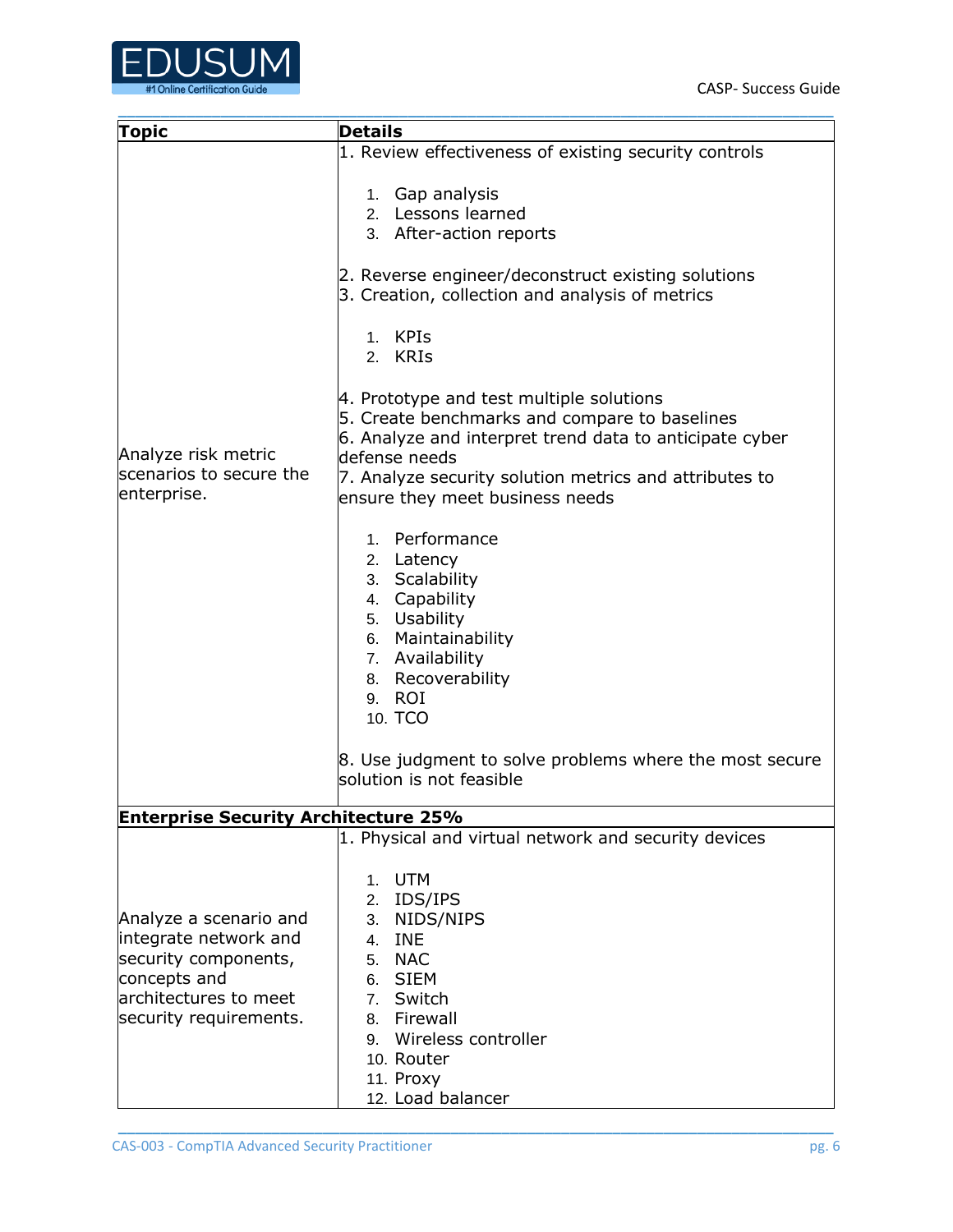| Topic | Details |
|---|---|
| Analyze risk metric scenarios to secure the enterprise. | 1. Review effectiveness of existing security controls<br><br>1. Gap analysis<br>2. Lessons learned<br>3. After-action reports<br><br>2. Reverse engineer/deconstruct existing solutions<br>3. Creation, collection and analysis of metrics<br><br>1. KPIs<br>2. KRIs<br><br>4. Prototype and test multiple solutions<br>5. Create benchmarks and compare to baselines<br>6. Analyze and interpret trend data to anticipate cyber defense needs<br>7. Analyze security solution metrics and attributes to ensure they meet business needs<br><br>1. Performance<br>2. Latency<br>3. Scalability<br>4. Capability<br>5. Usability<br>6. Maintainability<br>7. Availability<br>8. Recoverability<br>9. ROI<br>10. TCO<br><br>8. Use judgment to solve problems where the most secure solution is not feasible |
| **Enterprise Security Architecture 25%** | |
| Analyze a scenario and integrate network and security components, concepts and architectures to meet security requirements. | 1. Physical and virtual network and security devices<br><br>1. UTM<br>2. IDS/IPS<br>3. NIDS/NIPS<br>4. INE<br>5. NAC<br>6. SIEM<br>7. Switch<br>8. Firewall<br>9. Wireless controller<br>10. Router<br>11. Proxy<br>12. Load balancer |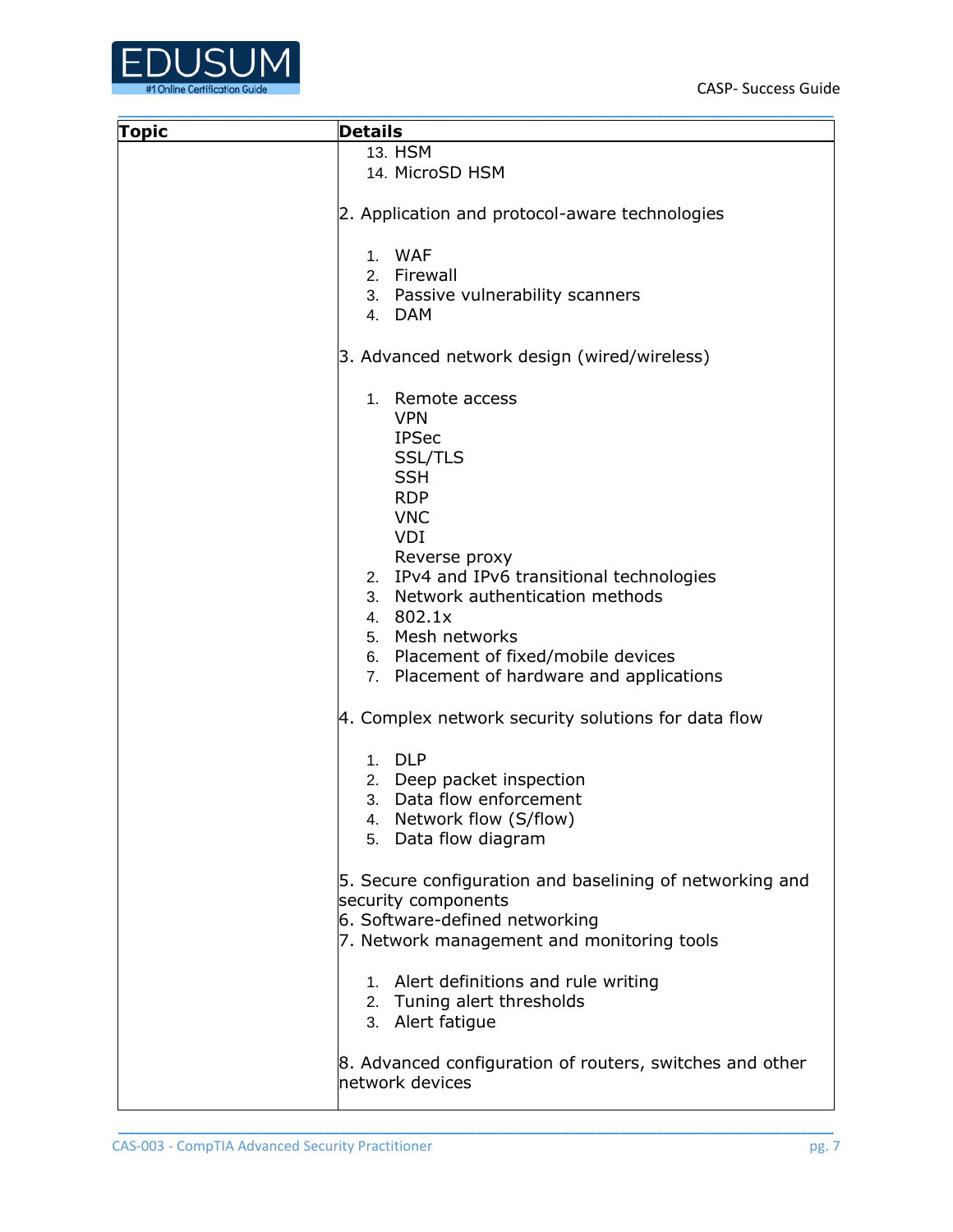| Topic | Details |
| --- | --- |
| | 13. HSM<br>14. MicroSD HSM<br><br>2. Application and protocol-aware technologies<br><br>1. WAF<br>2. Firewall<br>3. Passive vulnerability scanners<br>4. DAM<br><br>3. Advanced network design (wired/wireless)<br><br>1. Remote access<br>VPN<br>IPSec<br>SSL/TLS<br>SSH<br>RDP<br>VNC<br>VDI<br>Reverse proxy<br>2. IPv4 and IPv6 transitional technologies<br>3. Network authentication methods<br>4. 802.1x<br>5. Mesh networks<br>6. Placement of fixed/mobile devices<br>7. Placement of hardware and applications<br><br>4. Complex network security solutions for data flow<br><br>1. DLP<br>2. Deep packet inspection<br>3. Data flow enforcement<br>4. Network flow (S/flow)<br>5. Data flow diagram<br><br>5. Secure configuration and baselining of networking and security components<br>6. Software-defined networking<br>7. Network management and monitoring tools<br><br>1. Alert definitions and rule writing<br>2. Tuning alert thresholds<br>3. Alert fatigue<br><br>8. Advanced configuration of routers, switches and other network devices |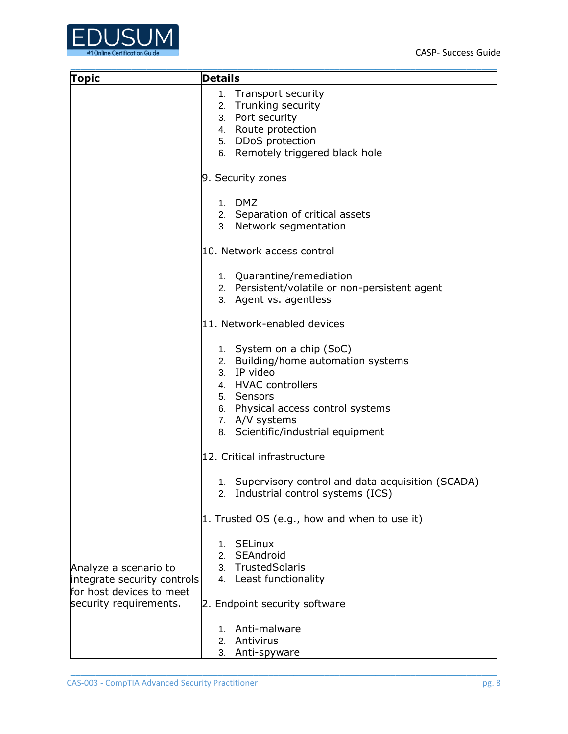| Topic | Details |
|---|---|
| | 1. Transport security<br>2. Trunking security<br>3. Port security<br>4. Route protection<br>5. DDoS protection<br>6. Remotely triggered black hole<br><br>9. Security zones<br><br>1. DMZ<br>2. Separation of critical assets<br>3. Network segmentation<br><br>10. Network access control<br><br>1. Quarantine/remediation<br>2. Persistent/volatile or non-persistent agent<br>3. Agent vs. agentless<br><br>11. Network-enabled devices<br><br>1. System on a chip (SoC)<br>2. Building/home automation systems<br>3. IP video<br>4. HVAC controllers<br>5. Sensors<br>6. Physical access control systems<br>7. A/V systems<br>8. Scientific/industrial equipment<br><br>12. Critical infrastructure<br><br>1. Supervisory control and data acquisition (SCADA)<br>2. Industrial control systems (ICS) |
| Analyze a scenario to integrate security controls for host devices to meet security requirements. | 1. Trusted OS (e.g., how and when to use it)<br><br>1. SELinux<br>2. SEAndroid<br>3. TrustedSolaris<br>4. Least functionality<br><br>2. Endpoint security software<br><br>1. Anti-malware<br>2. Antivirus<br>3. Anti-spyware |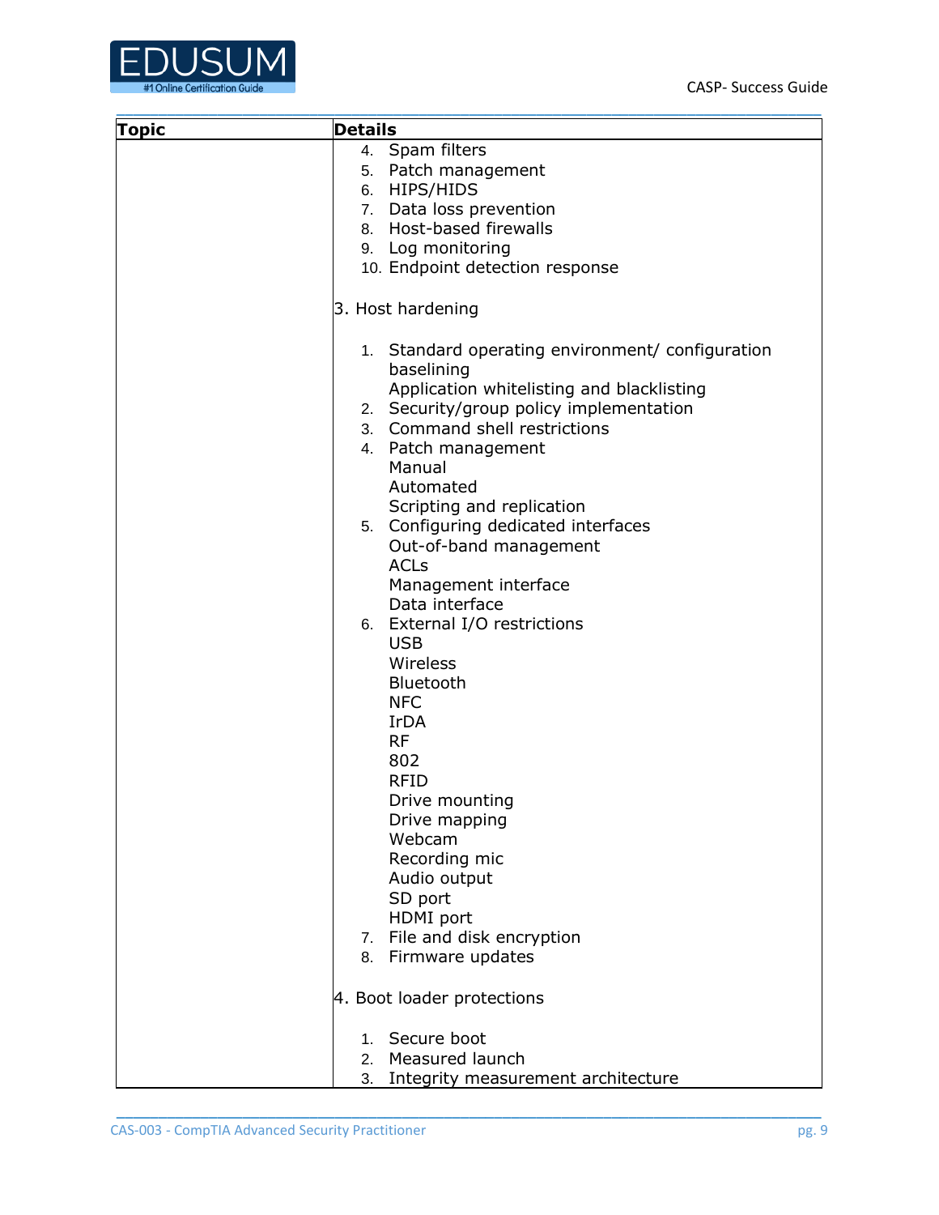| Topic | Details |
| --- | --- |
| | 4. Spam filters<br>5. Patch management<br>6. HIPS/HIDS<br>7. Data loss prevention<br>8. Host-based firewalls<br>9. Log monitoring<br>10. Endpoint detection response<br><br>3. Host hardening<br><br>1. Standard operating environment/ configuration baselining<br>Application whitelisting and blacklisting<br>2. Security/group policy implementation<br>3. Command shell restrictions<br>4. Patch management<br>Manual<br>Automated<br>Scripting and replication<br>5. Configuring dedicated interfaces<br>Out-of-band management<br>ACLs<br>Management interface<br>Data interface<br>6. External I/O restrictions<br>USB<br>Wireless<br>Bluetooth<br>NFC<br>IrDA<br>RF<br>802<br>RFID<br>Drive mounting<br>Drive mapping<br>Webcam<br>Recording mic<br>Audio output<br>SD port<br>HDMI port<br>7. File and disk encryption<br>8. Firmware updates<br><br>4. Boot loader protections<br><br>1. Secure boot<br>2. Measured launch<br>3. Integrity measurement architecture |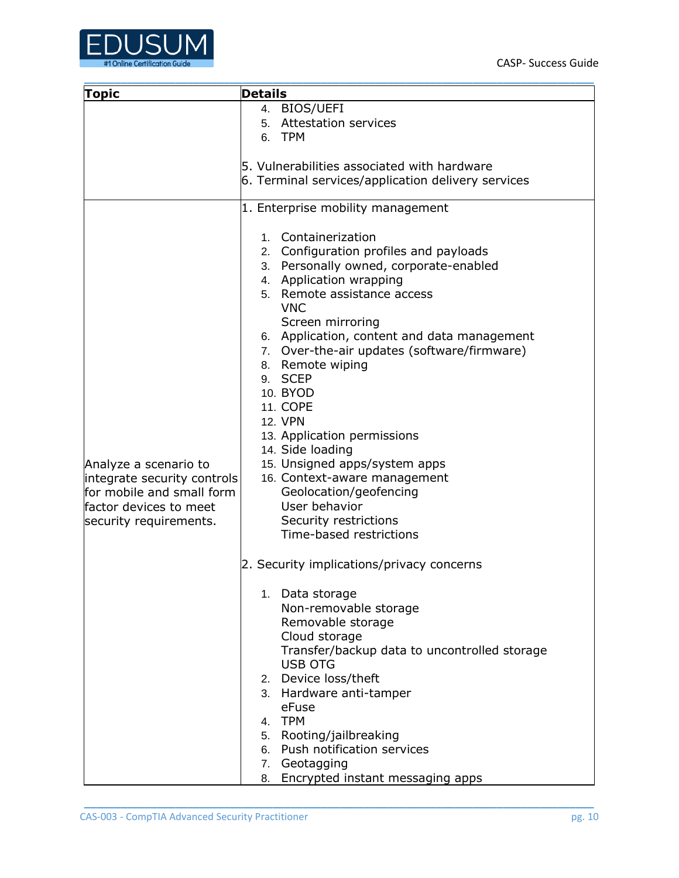| Topic | Details |
|---|---|
| | 4. BIOS/UEFI<br>5. Attestation services<br>6. TPM<br><br>5. Vulnerabilities associated with hardware<br>6. Terminal services/application delivery services |
| Analyze a scenario to integrate security controls for mobile and small form factor devices to meet security requirements. | 1. Enterprise mobility management<br><br>1. Containerization<br>2. Configuration profiles and payloads<br>3. Personally owned, corporate-enabled<br>4. Application wrapping<br>5. Remote assistance access<br>VNC<br>Screen mirroring<br>6. Application, content and data management<br>7. Over-the-air updates (software/firmware)<br>8. Remote wiping<br>9. SCEP<br>10. BYOD<br>11. COPE<br>12. VPN<br>13. Application permissions<br>14. Side loading<br>15. Unsigned apps/system apps<br>16. Context-aware management<br>Geolocation/geofencing<br>User behavior<br>Security restrictions<br>Time-based restrictions<br><br>2. Security implications/privacy concerns<br><br>1. Data storage<br>Non-removable storage<br>Removable storage<br>Cloud storage<br>Transfer/backup data to uncontrolled storage<br>USB OTG<br>2. Device loss/theft<br>3. Hardware anti-tamper<br>eFuse<br>4. TPM<br>5. Rooting/jailbreaking<br>6. Push notification services<br>7. Geotagging<br>8. Encrypted instant messaging apps |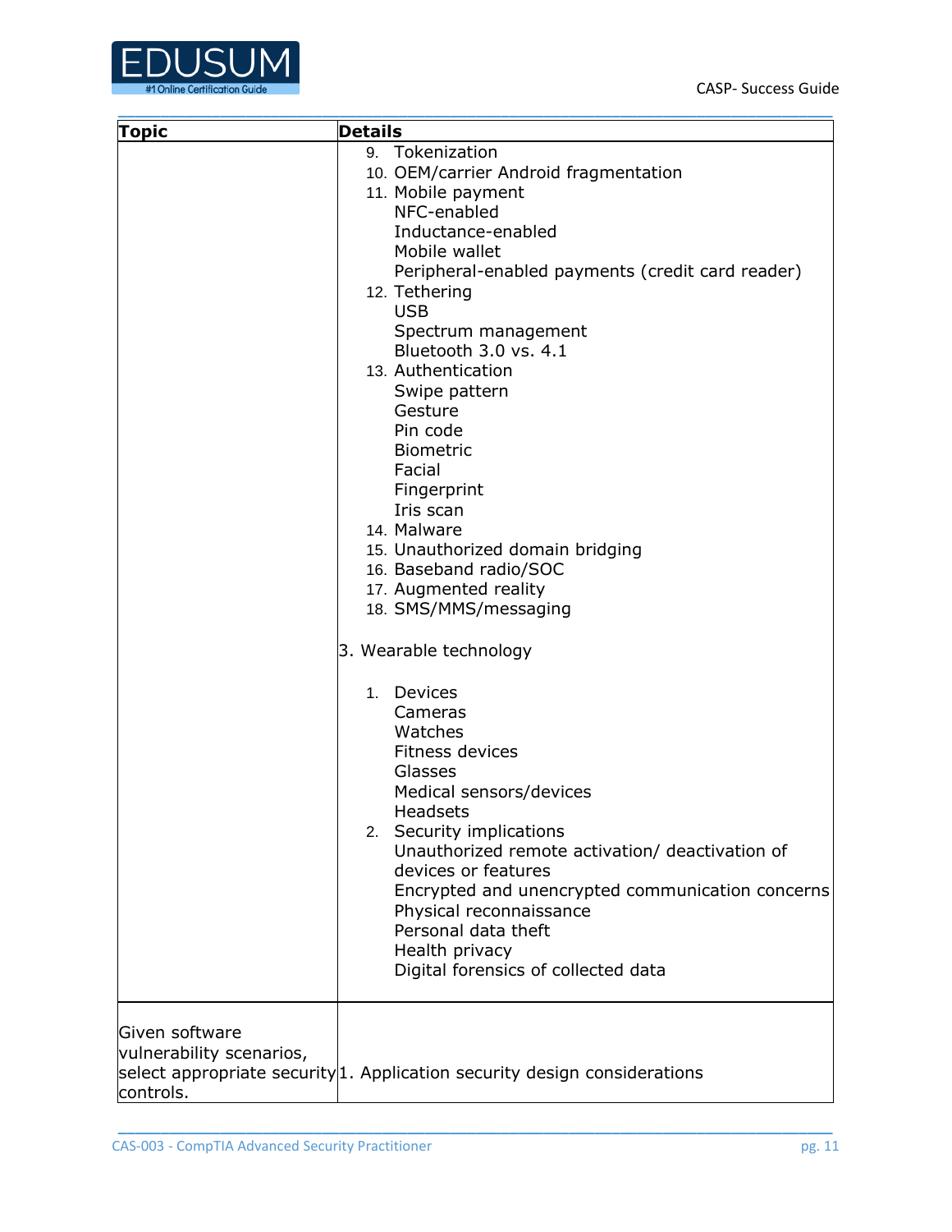| Topic | Details |
|---|---|
| | 9. Tokenization<br>10. OEM/carrier Android fragmentation<br>11. Mobile payment<br>NFC-enabled<br>Inductance-enabled<br>Mobile wallet<br>Peripheral-enabled payments (credit card reader)<br>12. Tethering<br>USB<br>Spectrum management<br>Bluetooth 3.0 vs. 4.1<br>13. Authentication<br>Swipe pattern<br>Gesture<br>Pin code<br>Biometric<br>Facial<br>Fingerprint<br>Iris scan<br>14. Malware<br>15. Unauthorized domain bridging<br>16. Baseband radio/SOC<br>17. Augmented reality<br>18. SMS/MMS/messaging<br><br>3. Wearable technology<br><br>1. Devices<br>Cameras<br>Watches<br>Fitness devices<br>Glasses<br>Medical sensors/devices<br>Headsets<br>2. Security implications<br>Unauthorized remote activation/ deactivation of devices or features<br>Encrypted and unencrypted communication concerns<br>Physical reconnaissance<br>Personal data theft<br>Health privacy<br>Digital forensics of collected data |
| Given software vulnerability scenarios, select appropriate security controls. | 1. Application security design considerations |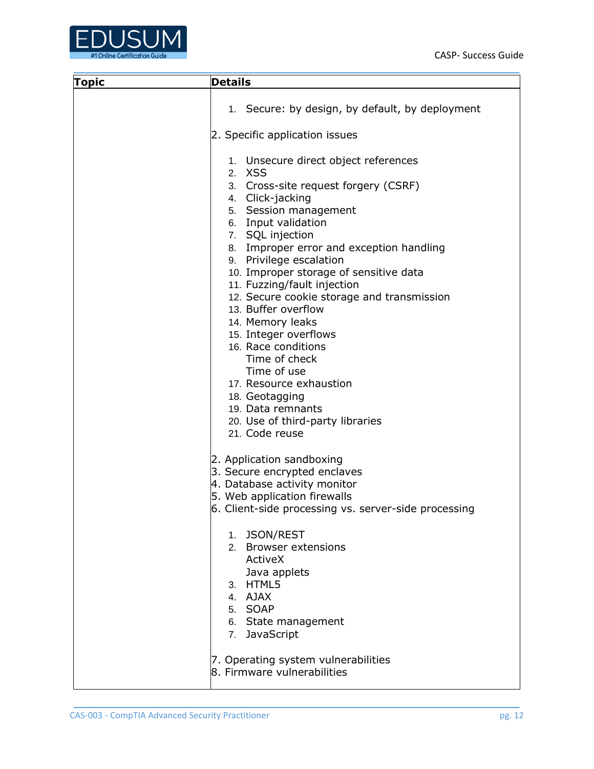| Topic | Details |
|---|---|
| | 1. Secure: by design, by default, by deployment<br><br>2. Specific application issues<br><br>1. Unsecure direct object references<br>2. XSS<br>3. Cross-site request forgery (CSRF)<br>4. Click-jacking<br>5. Session management<br>6. Input validation<br>7. SQL injection<br>8. Improper error and exception handling<br>9. Privilege escalation<br>10. Improper storage of sensitive data<br>11. Fuzzing/fault injection<br>12. Secure cookie storage and transmission<br>13. Buffer overflow<br>14. Memory leaks<br>15. Integer overflows<br>16. Race conditions<br>Time of check<br>Time of use<br>17. Resource exhaustion<br>18. Geotagging<br>19. Data remnants<br>20. Use of third-party libraries<br>21. Code reuse<br><br>2. Application sandboxing<br>3. Secure encrypted enclaves<br>4. Database activity monitor<br>5. Web application firewalls<br>6. Client-side processing vs. server-side processing<br><br>1. JSON/REST<br>2. Browser extensions<br>ActiveX<br>Java applets<br>3. HTML5<br>4. AJAX<br>5. SOAP<br>6. State management<br>7. JavaScript<br><br>7. Operating system vulnerabilities<br>8. Firmware vulnerabilities |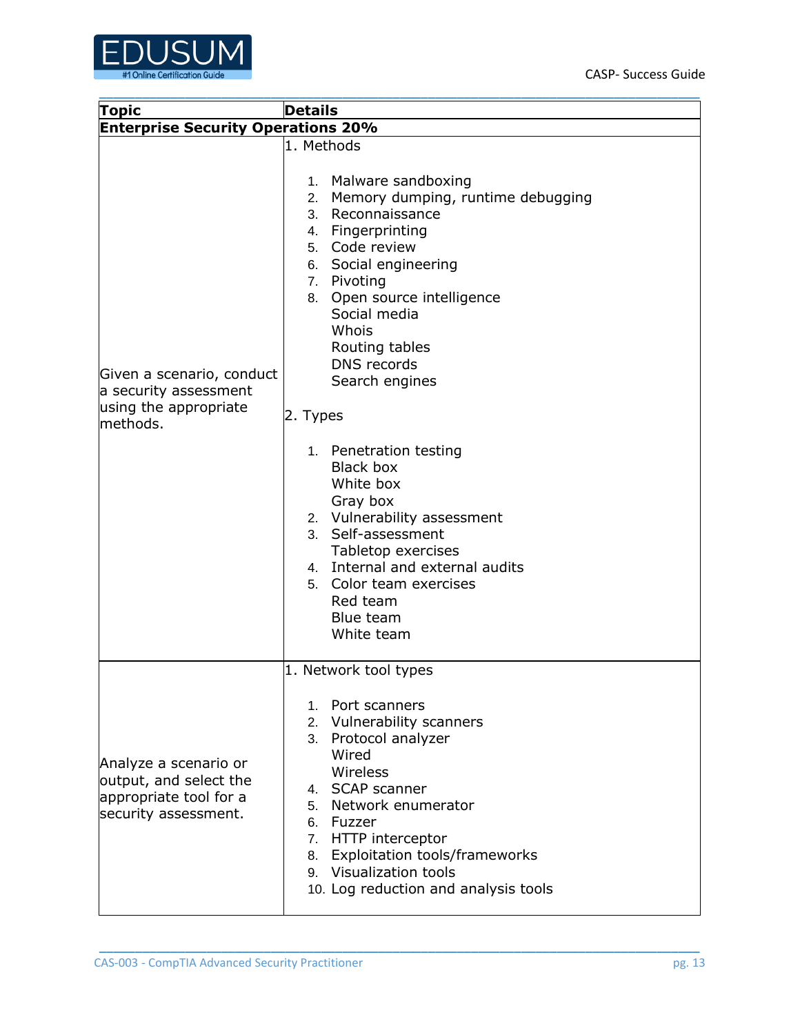| Topic | Details |
|---|---|
| **Enterprise Security Operations 20%** | |
| Given a scenario, conduct a security assessment using the appropriate methods. | 1. Methods<br><br>1. Malware sandboxing<br>2. Memory dumping, runtime debugging<br>3. Reconnaissance<br>4. Fingerprinting<br>5. Code review<br>6. Social engineering<br>7. Pivoting<br>8. Open source intelligence<br>Social media<br>Whois<br>Routing tables<br>DNS records<br>Search engines<br><br>2. Types<br><br>1. Penetration testing<br>Black box<br>White box<br>Gray box<br>2. Vulnerability assessment<br>3. Self-assessment<br>Tabletop exercises<br>4. Internal and external audits<br>5. Color team exercises<br>Red team<br>Blue team<br>White team |
| Analyze a scenario or output, and select the appropriate tool for a security assessment. | 1. Network tool types<br><br>1. Port scanners<br>2. Vulnerability scanners<br>3. Protocol analyzer<br>Wired<br>Wireless<br>4. SCAP scanner<br>5. Network enumerator<br>6. Fuzzer<br>7. HTTP interceptor<br>8. Exploitation tools/frameworks<br>9. Visualization tools<br>10. Log reduction and analysis tools |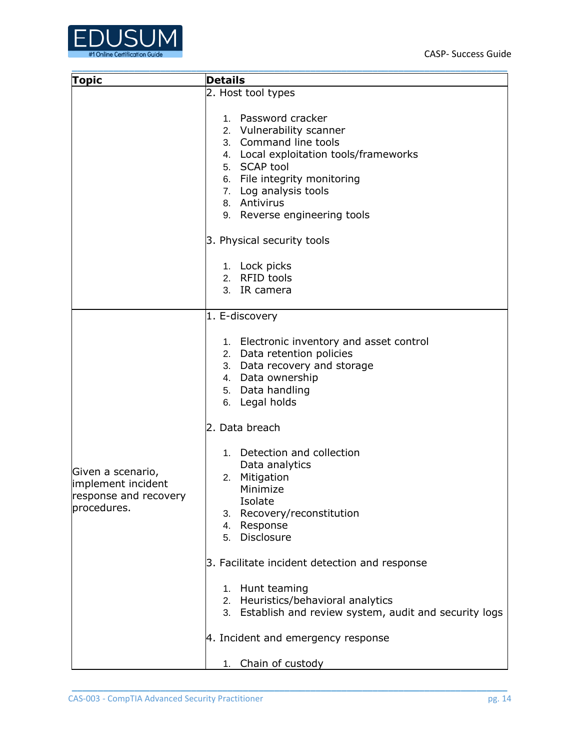| Topic | Details |
| --- | --- |
| | 2. Host tool types<br><br>1. Password cracker<br>2. Vulnerability scanner<br>3. Command line tools<br>4. Local exploitation tools/frameworks<br>5. SCAP tool<br>6. File integrity monitoring<br>7. Log analysis tools<br>8. Antivirus<br>9. Reverse engineering tools<br><br>3. Physical security tools<br><br>1. Lock picks<br>2. RFID tools<br>3. IR camera |
| Given a scenario, implement incident response and recovery procedures. | 1. E-discovery<br><br>1. Electronic inventory and asset control<br>2. Data retention policies<br>3. Data recovery and storage<br>4. Data ownership<br>5. Data handling<br>6. Legal holds<br><br>2. Data breach<br><br>1. Detection and collection<br>Data analytics<br>2. Mitigation<br>Minimize<br>Isolate<br>3. Recovery/reconstitution<br>4. Response<br>5. Disclosure<br><br>3. Facilitate incident detection and response<br><br>1. Hunt teaming<br>2. Heuristics/behavioral analytics<br>3. Establish and review system, audit and security logs<br><br>4. Incident and emergency response<br><br>1. Chain of custody |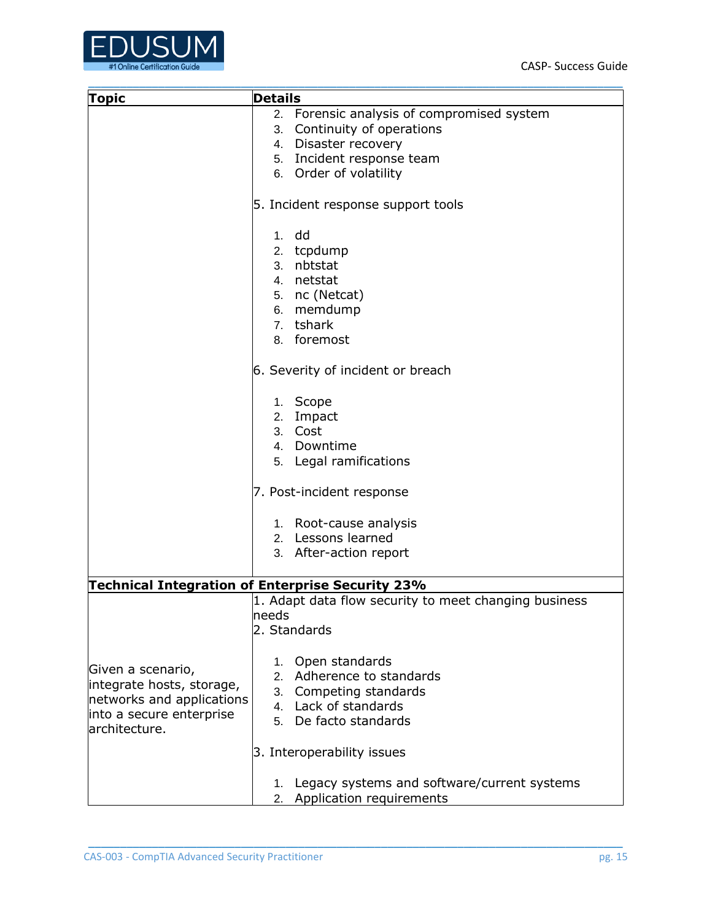| Topic | Details |
|---|---|
| | 2. Forensic analysis of compromised system<br>3. Continuity of operations<br>4. Disaster recovery<br>5. Incident response team<br>6. Order of volatility<br><br>5. Incident response support tools<br><br>1. dd<br>2. tcpdump<br>3. nbtstat<br>4. netstat<br>5. nc (Netcat)<br>6. memdump<br>7. tshark<br>8. foremost<br><br>6. Severity of incident or breach<br><br>1. Scope<br>2. Impact<br>3. Cost<br>4. Downtime<br>5. Legal ramifications<br><br>7. Post-incident response<br><br>1. Root-cause analysis<br>2. Lessons learned<br>3. After-action report |
| **Technical Integration of Enterprise Security 23%** | |
| Given a scenario, integrate hosts, storage, networks and applications into a secure enterprise architecture. | 1. Adapt data flow security to meet changing business needs<br>2. Standards<br><br>1. Open standards<br>2. Adherence to standards<br>3. Competing standards<br>4. Lack of standards<br>5. De facto standards<br><br>3. Interoperability issues<br><br>1. Legacy systems and software/current systems<br>2. Application requirements |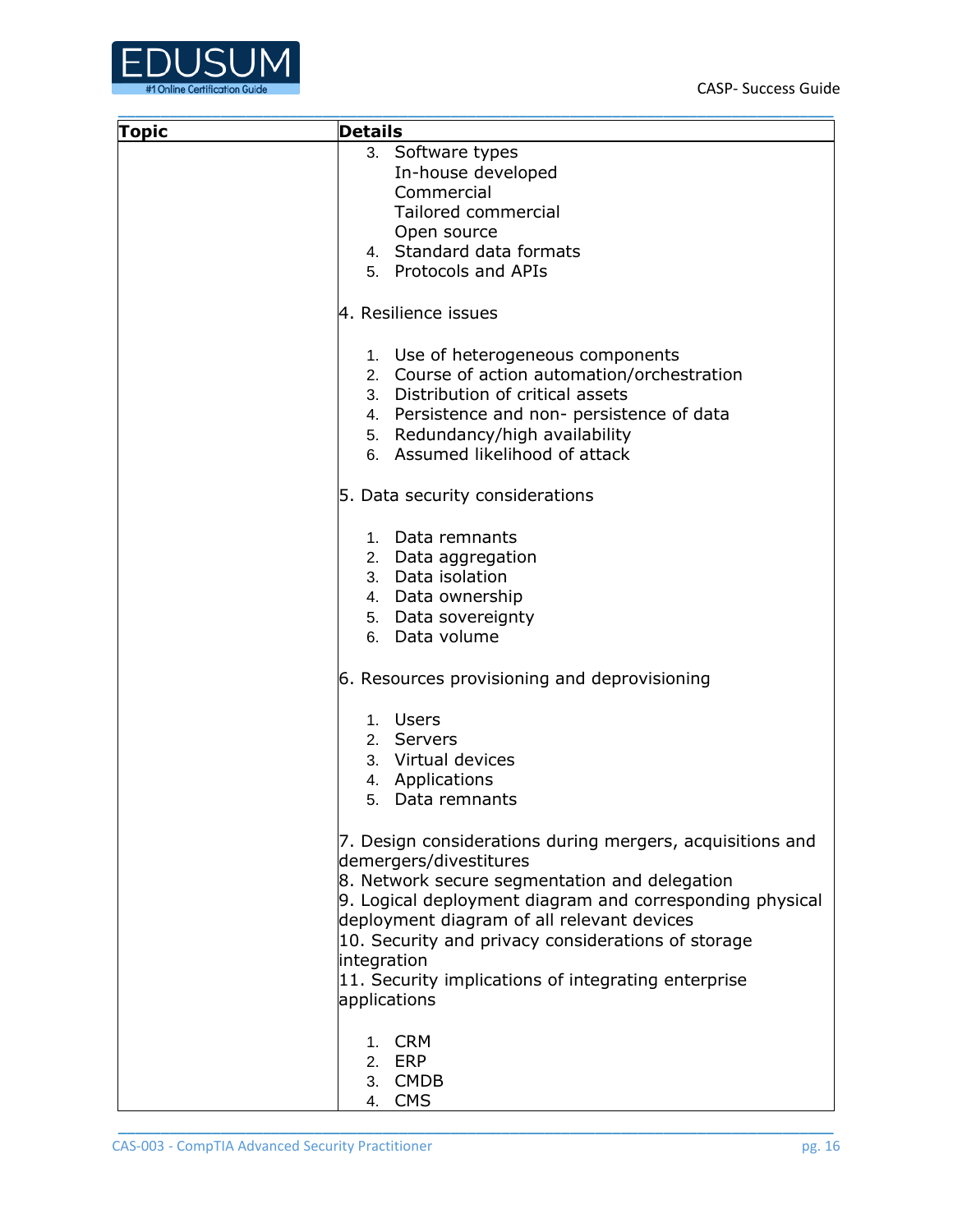| Topic | Details |
|---|---|
| | 3. Software types<br>In-house developed<br>Commercial<br>Tailored commercial<br>Open source<br>4. Standard data formats<br>5. Protocols and APIs<br><br>4. Resilience issues<br><br>1. Use of heterogeneous components<br>2. Course of action automation/orchestration<br>3. Distribution of critical assets<br>4. Persistence and non- persistence of data<br>5. Redundancy/high availability<br>6. Assumed likelihood of attack<br><br>5. Data security considerations<br><br>1. Data remnants<br>2. Data aggregation<br>3. Data isolation<br>4. Data ownership<br>5. Data sovereignty<br>6. Data volume<br><br>6. Resources provisioning and deprovisioning<br><br>1. Users<br>2. Servers<br>3. Virtual devices<br>4. Applications<br>5. Data remnants<br><br>7. Design considerations during mergers, acquisitions and demergers/divestitures<br>8. Network secure segmentation and delegation<br>9. Logical deployment diagram and corresponding physical deployment diagram of all relevant devices<br>10. Security and privacy considerations of storage integration<br>11. Security implications of integrating enterprise applications<br><br>1. CRM<br>2. ERP<br>3. CMDB<br>4. CMS |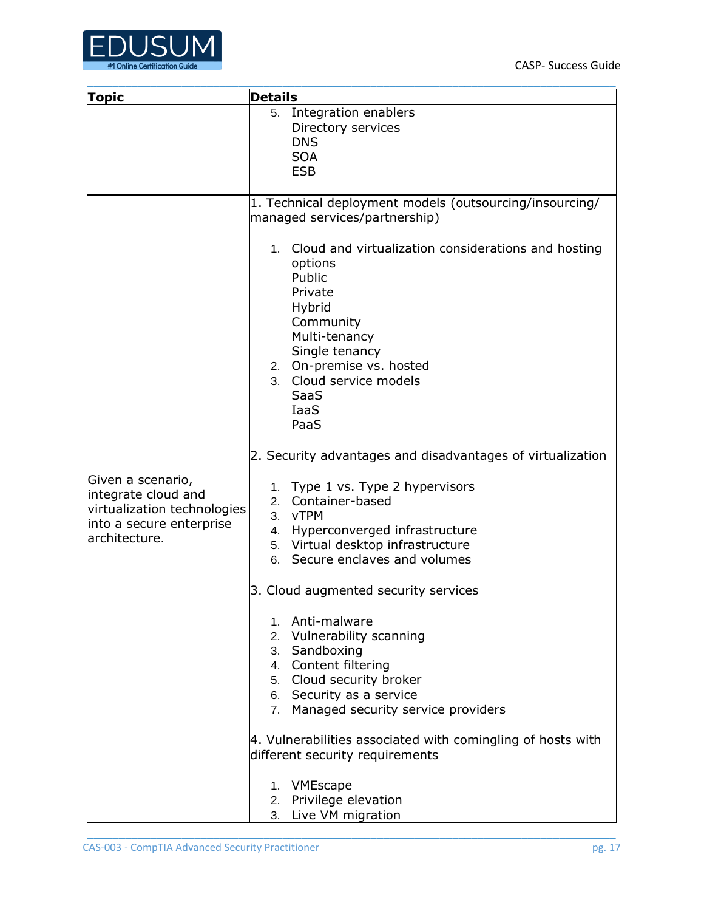| Topic | Details |
|---|---|
| | 5. Integration enablers<br>Directory services<br>DNS<br>SOA<br>ESB |
| Given a scenario, integrate cloud and virtualization technologies into a secure enterprise architecture. | 1. Technical deployment models (outsourcing/insourcing/ managed services/partnership)<br><br>1. Cloud and virtualization considerations and hosting options<br>Public<br>Private<br>Hybrid<br>Community<br>Multi-tenancy<br>Single tenancy<br>2. On-premise vs. hosted<br>3. Cloud service models<br>SaaS<br>IaaS<br>PaaS<br><br>2. Security advantages and disadvantages of virtualization<br><br>1. Type 1 vs. Type 2 hypervisors<br>2. Container-based<br>3. vTPM<br>4. Hyperconverged infrastructure<br>5. Virtual desktop infrastructure<br>6. Secure enclaves and volumes<br><br>3. Cloud augmented security services<br><br>1. Anti-malware<br>2. Vulnerability scanning<br>3. Sandboxing<br>4. Content filtering<br>5. Cloud security broker<br>6. Security as a service<br>7. Managed security service providers<br><br>4. Vulnerabilities associated with comingling of hosts with different security requirements<br><br>1. VMEscape<br>2. Privilege elevation<br>3. Live VM migration |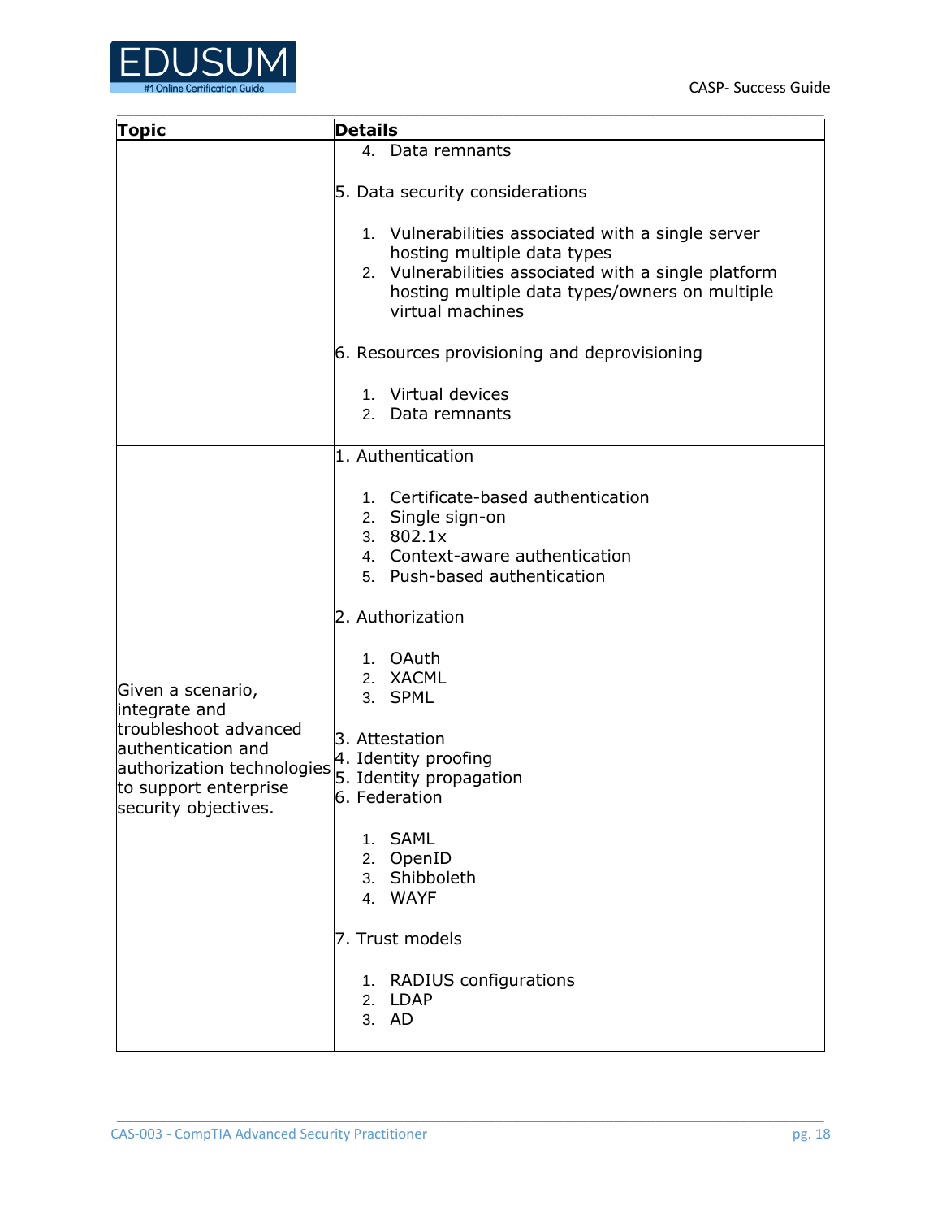| Topic | Details |
|---|---|
| | 4. Data remnants<br><br>5. Data security considerations<br><br>1. Vulnerabilities associated with a single server hosting multiple data types<br>2. Vulnerabilities associated with a single platform hosting multiple data types/owners on multiple virtual machines<br><br>6. Resources provisioning and deprovisioning<br><br>1. Virtual devices<br>2. Data remnants |
| Given a scenario, integrate and troubleshoot advanced authentication and authorization technologies to support enterprise security objectives. | 1. Authentication<br><br>1. Certificate-based authentication<br>2. Single sign-on<br>3. 802.1x<br>4. Context-aware authentication<br>5. Push-based authentication<br><br>2. Authorization<br><br>1. OAuth<br>2. XACML<br>3. SPML<br><br>3. Attestation<br>4. Identity proofing<br>5. Identity propagation<br>6. Federation<br><br>1. SAML<br>2. OpenID<br>3. Shibboleth<br>4. WAYF<br><br>7. Trust models<br><br>1. RADIUS configurations<br>2. LDAP<br>3. AD |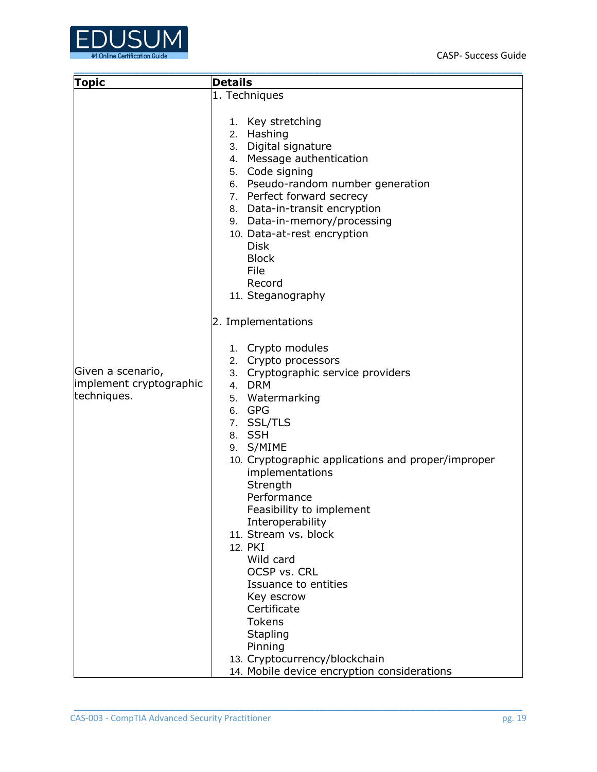| Topic | Details |
|---|---|
| Given a scenario, implement cryptographic techniques. | 1. Techniques<br><br>1. Key stretching<br>2. Hashing<br>3. Digital signature<br>4. Message authentication<br>5. Code signing<br>6. Pseudo-random number generation<br>7. Perfect forward secrecy<br>8. Data-in-transit encryption<br>9. Data-in-memory/processing<br>10. Data-at-rest encryption<br>Disk<br>Block<br>File<br>Record<br>11. Steganography<br><br>2. Implementations<br><br>1. Crypto modules<br>2. Crypto processors<br>3. Cryptographic service providers<br>4. DRM<br>5. Watermarking<br>6. GPG<br>7. SSL/TLS<br>8. SSH<br>9. S/MIME<br>10. Cryptographic applications and proper/improper implementations<br>Strength<br>Performance<br>Feasibility to implement<br>Interoperability<br>11. Stream vs. block<br>12. PKI<br>Wild card<br>OCSP vs. CRL<br>Issuance to entities<br>Key escrow<br>Certificate<br>Tokens<br>Stapling<br>Pinning<br>13. Cryptocurrency/blockchain<br>14. Mobile device encryption considerations |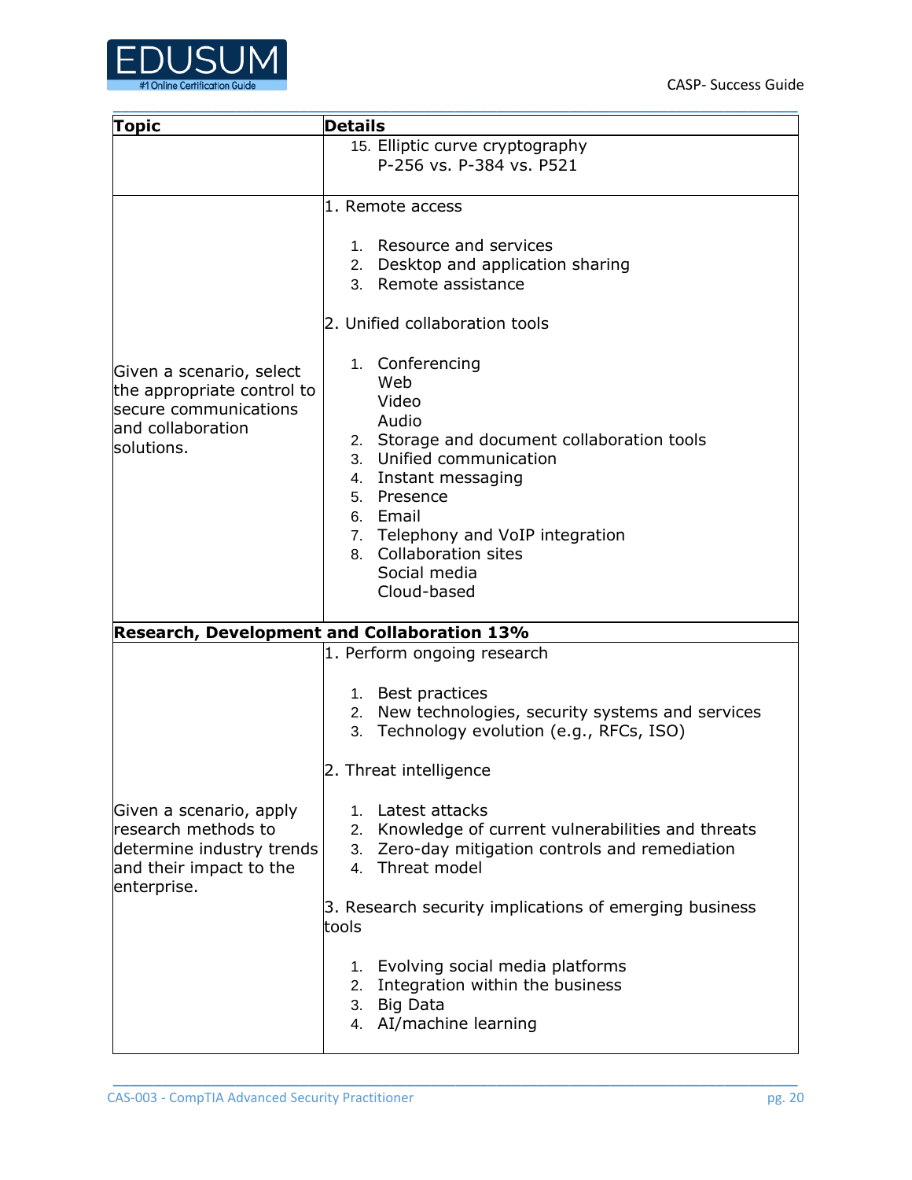| Topic | Details |
| --- | --- |
| | 15. Elliptic curve cryptography<br>P-256 vs. P-384 vs. P521 |
| Given a scenario, select the appropriate control to secure communications and collaboration solutions. | 1. Remote access<br><br>1. Resource and services<br>2. Desktop and application sharing<br>3. Remote assistance<br><br>2. Unified collaboration tools<br><br>1. Conferencing<br>Web<br>Video<br>Audio<br>2. Storage and document collaboration tools<br>3. Unified communication<br>4. Instant messaging<br>5. Presence<br>6. Email<br>7. Telephony and VoIP integration<br>8. Collaboration sites<br>Social media<br>Cloud-based |
| **Research, Development and Collaboration 13%** | |
| Given a scenario, apply research methods to determine industry trends and their impact to the enterprise. | 1. Perform ongoing research<br><br>1. Best practices<br>2. New technologies, security systems and services<br>3. Technology evolution (e.g., RFCs, ISO)<br><br>2. Threat intelligence<br><br>1. Latest attacks<br>2. Knowledge of current vulnerabilities and threats<br>3. Zero-day mitigation controls and remediation<br>4. Threat model<br><br>3. Research security implications of emerging business tools<br><br>1. Evolving social media platforms<br>2. Integration within the business<br>3. Big Data<br>4. AI/machine learning |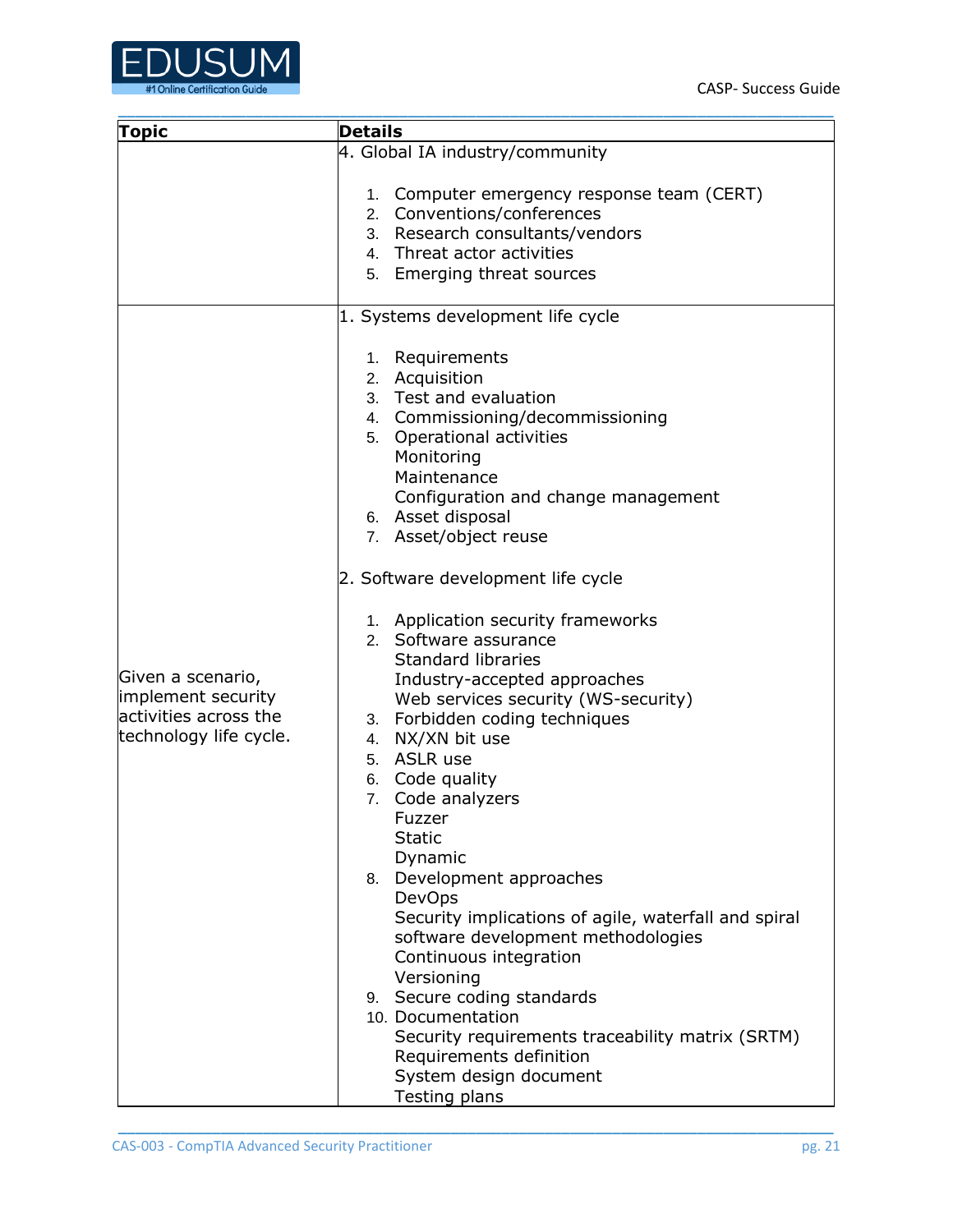| Topic | Details |
|---|---|
| | 4. Global IA industry/community<br><br>1. Computer emergency response team (CERT)<br>2. Conventions/conferences<br>3. Research consultants/vendors<br>4. Threat actor activities<br>5. Emerging threat sources |
| Given a scenario, implement security activities across the technology life cycle. | 1. Systems development life cycle<br><br>1. Requirements<br>2. Acquisition<br>3. Test and evaluation<br>4. Commissioning/decommissioning<br>5. Operational activities<br>Monitoring<br>Maintenance<br>Configuration and change management<br>6. Asset disposal<br>7. Asset/object reuse<br><br>2. Software development life cycle<br><br>1. Application security frameworks<br>2. Software assurance<br>Standard libraries<br>Industry-accepted approaches<br>Web services security (WS-security)<br>3. Forbidden coding techniques<br>4. NX/XN bit use<br>5. ASLR use<br>6. Code quality<br>7. Code analyzers<br>Fuzzer<br>Static<br>Dynamic<br>8. Development approaches<br>DevOps<br>Security implications of agile, waterfall and spiral software development methodologies<br>Continuous integration<br>Versioning<br>9. Secure coding standards<br>10. Documentation<br>Security requirements traceability matrix (SRTM)<br>Requirements definition<br>System design document<br>Testing plans |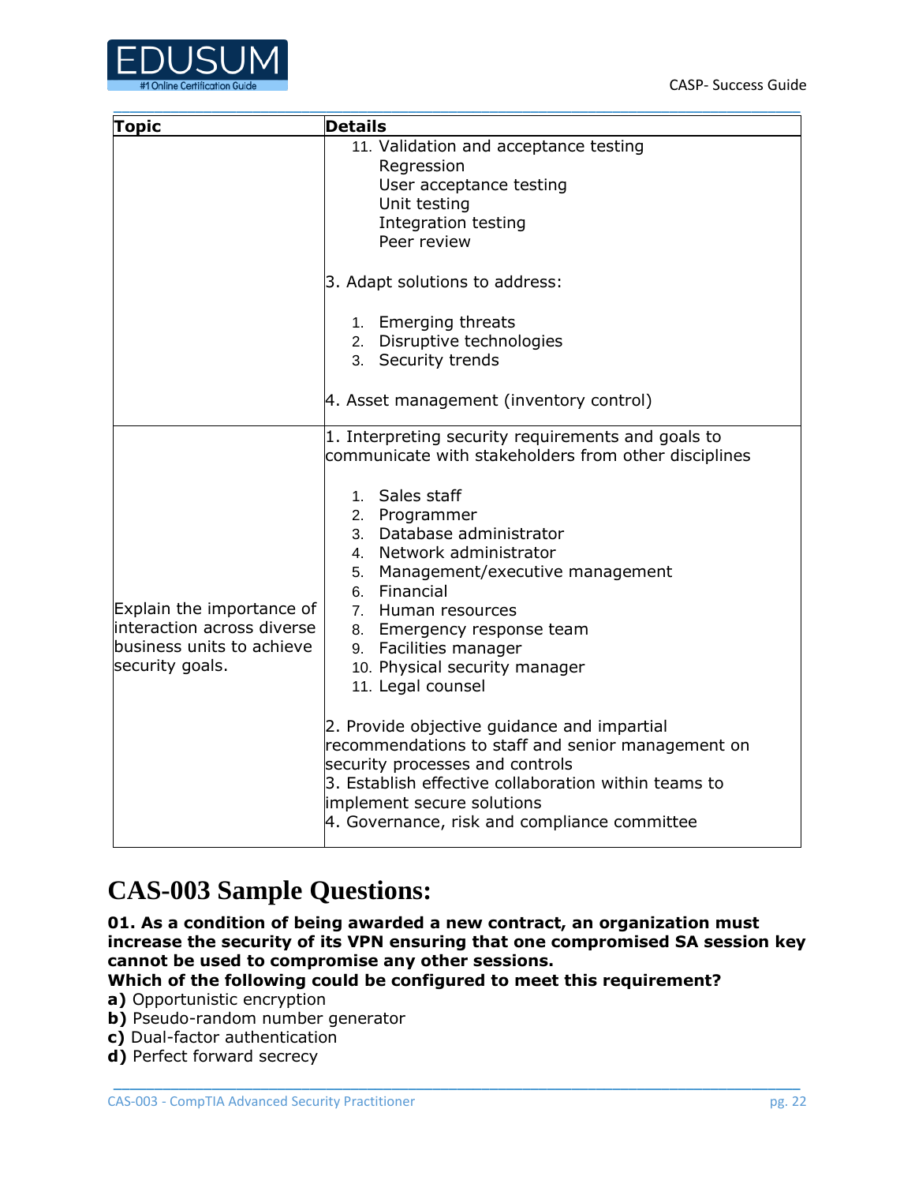| Topic | Details |
|---|---|
| | 11. Validation and acceptance testing<br>Regression<br>User acceptance testing<br>Unit testing<br>Integration testing<br>Peer review<br><br>3. Adapt solutions to address:<br><br>1. Emerging threats<br>2. Disruptive technologies<br>3. Security trends<br><br>4. Asset management (inventory control) |
| Explain the importance of interaction across diverse business units to achieve security goals. | 1. Interpreting security requirements and goals to communicate with stakeholders from other disciplines<br><br>1. Sales staff<br>2. Programmer<br>3. Database administrator<br>4. Network administrator<br>5. Management/executive management<br>6. Financial<br>7. Human resources<br>8. Emergency response team<br>9. Facilities manager<br>10. Physical security manager<br>11. Legal counsel<br><br>2. Provide objective guidance and impartial recommendations to staff and senior management on security processes and controls<br>3. Establish effective collaboration within teams to implement secure solutions<br>4. Governance, risk and compliance committee |

# CAS-003 Sample Questions:

**01. As a condition of being awarded a new contract, an organization must increase the security of its VPN ensuring that one compromised SA session key cannot be used to compromise any other sessions.**
**Which of the following could be configured to meet this requirement?**

**a)** Opportunistic encryption
**b)** Pseudo-random number generator
**c)** Dual-factor authentication
**d)** Perfect forward secrecy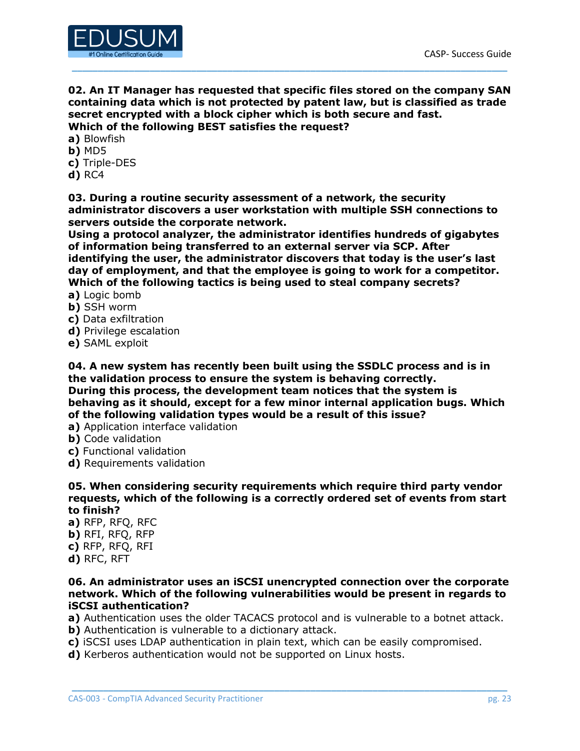**02. An IT Manager has requested that specific files stored on the company SAN containing data which is not protected by patent law, but is classified as trade secret encrypted with a block cipher which is both secure and fast.**
**Which of the following BEST satisfies the request?**

**a)** Blowfish
**b)** MD5
**c)** Triple-DES
**d)** RC4

**03. During a routine security assessment of a network, the security administrator discovers a user workstation with multiple SSH connections to servers outside the corporate network.**
**Using a protocol analyzer, the administrator identifies hundreds of gigabytes of information being transferred to an external server via SCP. After identifying the user, the administrator discovers that today is the user's last day of employment, and that the employee is going to work for a competitor. Which of the following tactics is being used to steal company secrets?**

**a)** Logic bomb
**b)** SSH worm
**c)** Data exfiltration
**d)** Privilege escalation
**e)** SAML exploit

**04. A new system has recently been built using the SSDLC process and is in the validation process to ensure the system is behaving correctly.**
**During this process, the development team notices that the system is behaving as it should, except for a few minor internal application bugs. Which of the following validation types would be a result of this issue?**

**a)** Application interface validation
**b)** Code validation
**c)** Functional validation
**d)** Requirements validation

**05. When considering security requirements which require third party vendor requests, which of the following is a correctly ordered set of events from start to finish?**

**a)** RFP, RFQ, RFC
**b)** RFI, RFQ, RFP
**c)** RFP, RFQ, RFI
**d)** RFC, RFT

**06. An administrator uses an iSCSI unencrypted connection over the corporate network. Which of the following vulnerabilities would be present in regards to iSCSI authentication?**

**a)** Authentication uses the older TACACS protocol and is vulnerable to a botnet attack.
**b)** Authentication is vulnerable to a dictionary attack.
**c)** iSCSI uses LDAP authentication in plain text, which can be easily compromised.
**d)** Kerberos authentication would not be supported on Linux hosts.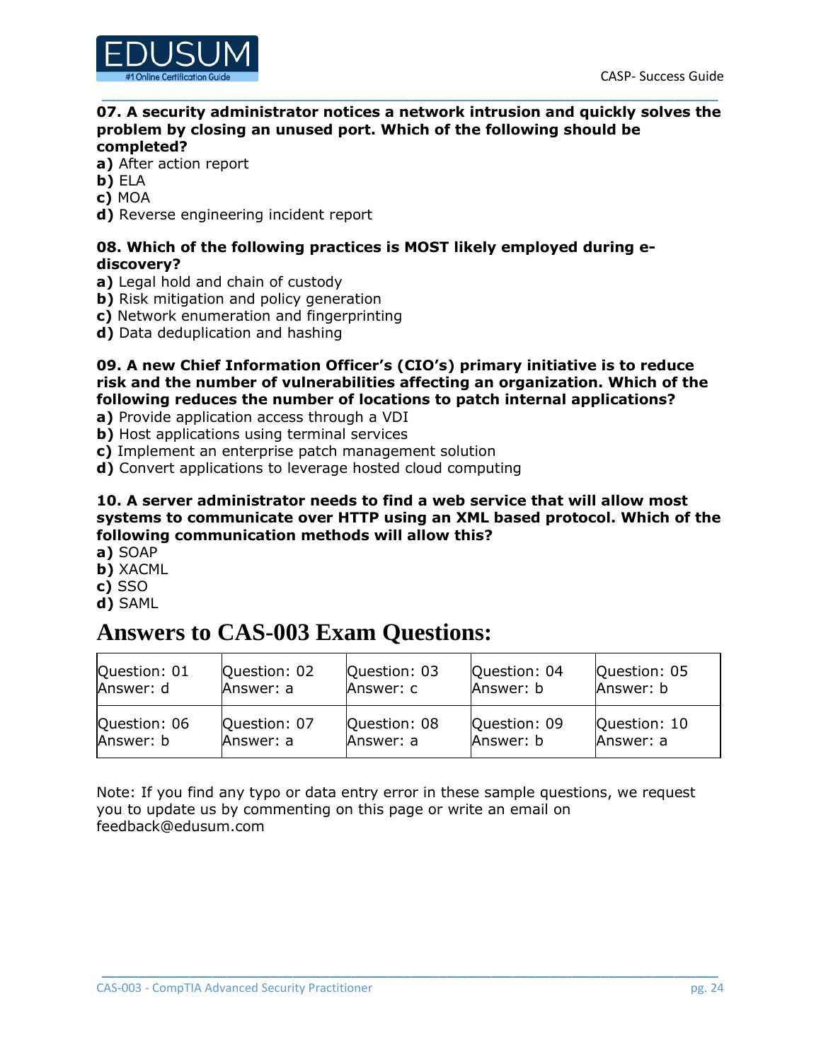**07. A security administrator notices a network intrusion and quickly solves the problem by closing an unused port. Which of the following should be completed?**

**a)** After action report
**b)** ELA
**c)** MOA
**d)** Reverse engineering incident report

**08. Which of the following practices is MOST likely employed during e-discovery?**

**a)** Legal hold and chain of custody
**b)** Risk mitigation and policy generation
**c)** Network enumeration and fingerprinting
**d)** Data deduplication and hashing

**09. A new Chief Information Officer's (CIO's) primary initiative is to reduce risk and the number of vulnerabilities affecting an organization. Which of the following reduces the number of locations to patch internal applications?**

**a)** Provide application access through a VDI
**b)** Host applications using terminal services
**c)** Implement an enterprise patch management solution
**d)** Convert applications to leverage hosted cloud computing

**10. A server administrator needs to find a web service that will allow most systems to communicate over HTTP using an XML based protocol. Which of the following communication methods will allow this?**

**a)** SOAP
**b)** XACML
**c)** SSO
**d)** SAML

# Answers to CAS-003 Exam Questions:

| | | | | |
|---|---|---|---|---|
| Question: 01<br>Answer: d | Question: 02<br>Answer: a | Question: 03<br>Answer: c | Question: 04<br>Answer: b | Question: 05<br>Answer: b |
| Question: 06<br>Answer: b | Question: 07<br>Answer: a | Question: 08<br>Answer: a | Question: 09<br>Answer: b | Question: 10<br>Answer: a |

Note: If you find any typo or data entry error in these sample questions, we request you to update us by commenting on this page or write an email on feedback@edusum.com